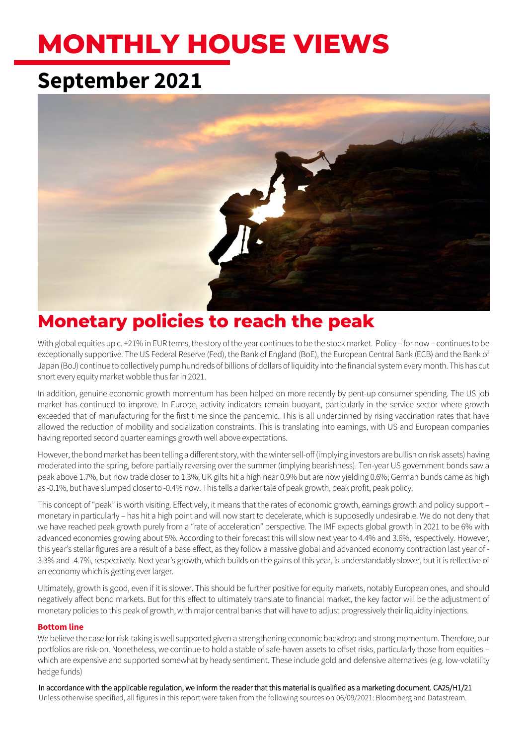# MONTHLY HOUSE VIEWS

## September 2021

# Monetary policies to reach the peak

With global equities up c. +21% in EUR terms, the story of the year continues to be the stock market. Policy – for now – continues to be exceptionally supportive. The US Federal Reserve (Fed), the Bank of England (BoE), the European Central Bank (ECB) and the Bank of Japan (BoJ) continue to collectively pump hundreds of billions of dollars of liquidity into the financial system every month. This has cut short every equity market wobble thus far in 2021.

In addition, genuine economic growth momentum has been helped on more recently by pent-up consumer spending. The US job market has continued to improve. In Europe, activity indicators remain buoyant, particularly in the service sector where growth exceeded that of manufacturing for the first time since the pandemic. This is all underpinned by rising vaccination rates that have allowed the reduction of mobility and socialization constraints. This is translating into earnings, with US and European companies having reported second quarter earnings growth well above expectations.

However, the bond market has been telling a different story, with the winter sell-off (implying investors are bullish on risk assets) having moderated into the spring, before partially reversing over the summer (implying bearishness). Ten-year US government bonds saw a peak above 1.7%, but now trade closer to 1.3%; UK gilts hit a high near 0.9% but are now yielding 0.6%; German bunds came as high as -0.1%, but have slumped closer to -0.4% now. This tells a darker tale of peak growth, peak profit, peak policy.

This concept of "peak" is worth visiting. Effectively, it means that the rates of economic growth, earnings growth and policy support – monetary in particularly – has hit a high point and will now start to decelerate, which is supposedly undesirable. We do not deny that we have reached peak growth purely from a "rate of acceleration" perspective. The IMF expects global growth in 2021 to be 6% with advanced economies growing about 5%. According to their forecast this will slow next year to 4.4% and 3.6%, respectively. However, this year's stellar figures are a result of a base effect, as they follow a massive global and advanced economy contraction last year of -3.3% and -4.7%, respectively. Next year's growth, which builds on the gains of this year, is understandably slower, but it is reflective of an economy which is getting ever larger.

Ultimately, growth is good, even if it is slower. This should be further positive for equity markets, notably European ones, and should negatively affect bond markets. But for this effect to ultimately translate to financial market, the key factor will be the adjustment of monetary policies to this peak of growth, with major central banks that will have to adjust progressively their liquidity injections.

**Bottom line**

We believe the case for risk-taking is well supported given a strengthening economic backdrop and strong momentum. Therefore, our portfolios are risk-on. Nonetheless, we continue to hold a stable of safe-haven assets to offset risks, particularly those from equities – which are expensive and supported somewhat by heady sentiment. These include gold and defensive alternatives (e.g. low-volatility hedge funds)

In accordance with the applicable regulation, we inform the reader that this material is qualified as a marketing document. CA25/H1/21

Unless otherwise specified, all figures in this report were taken from the following sources on 06/09/2021: Bloomberg and Datastream.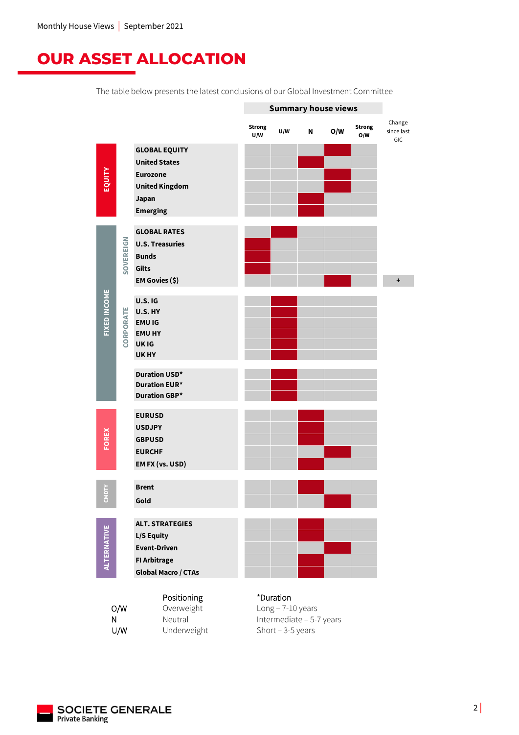# OUR ASSET ALLOCATION

The table below presents the latest conclusions of our Global Investment Committee

| | | | Summary house views | | | | | |
|---|---|---|---|---|---|---|---|---|
| | | | Strong U/W | U/W | N | O/W | Strong O/W | Change since last GIC |
| EQUITY | | GLOBAL EQUITY | | | | X | | |
| | | United States | | | X | | | |
| | | Eurozone | | | | X | | |
| | | United Kingdom | | | | X | | |
| | | Japan | | | X | | | |
| | | Emerging | | | X | | | |
| FIXED INCOME | SOVEREIGN | GLOBAL RATES | | X | | | | |
| | | U.S. Treasuries | X | | | | | |
| | | Bunds | X | | | | | |
| | | Gilts | X | | | | | |
| | | EM Govies ($) | | | | X | | + |
| | CORPORATE | U.S. IG | | X | | | | |
| | | U.S. HY | | X | | | | |
| | | EMU IG | | X | | | | |
| | | EMU HY | | X | | | | |
| | | UK IG | | X | | | | |
| | | UK HY | | X | | | | |
| | | Duration USD* | | X | | | | |
| | | Duration EUR* | | X | | | | |
| | | Duration GBP* | | X | | | | |
| FOREX | | EURUSD | | | X | | | |
| | | USDJPY | | | X | | | |
| | | GBPUSD | | | X | | | |
| | | EURCHF | | | | X | | |
| | | EM FX (vs. USD) | | | X | | | |
| CMDTY | | Brent | | | X | | | |
| | | Gold | | | | X | | |
| ALTERNATIVE | | ALT. STRATEGIES | | | X | | | |
| | | L/S Equity | | | X | | | |
| | | Event-Driven | | | | X | | |
| | | FI Arbitrage | | | X | | | |
| | | Global Macro / CTAs | | | X | | | |

| | Positioning |
|---|---|
| O/W | Overweight |
| N | Neutral |
| U/W | Underweight |

*Duration
Long – 7-10 years
Intermediate – 5-7 years
Short – 3-5 years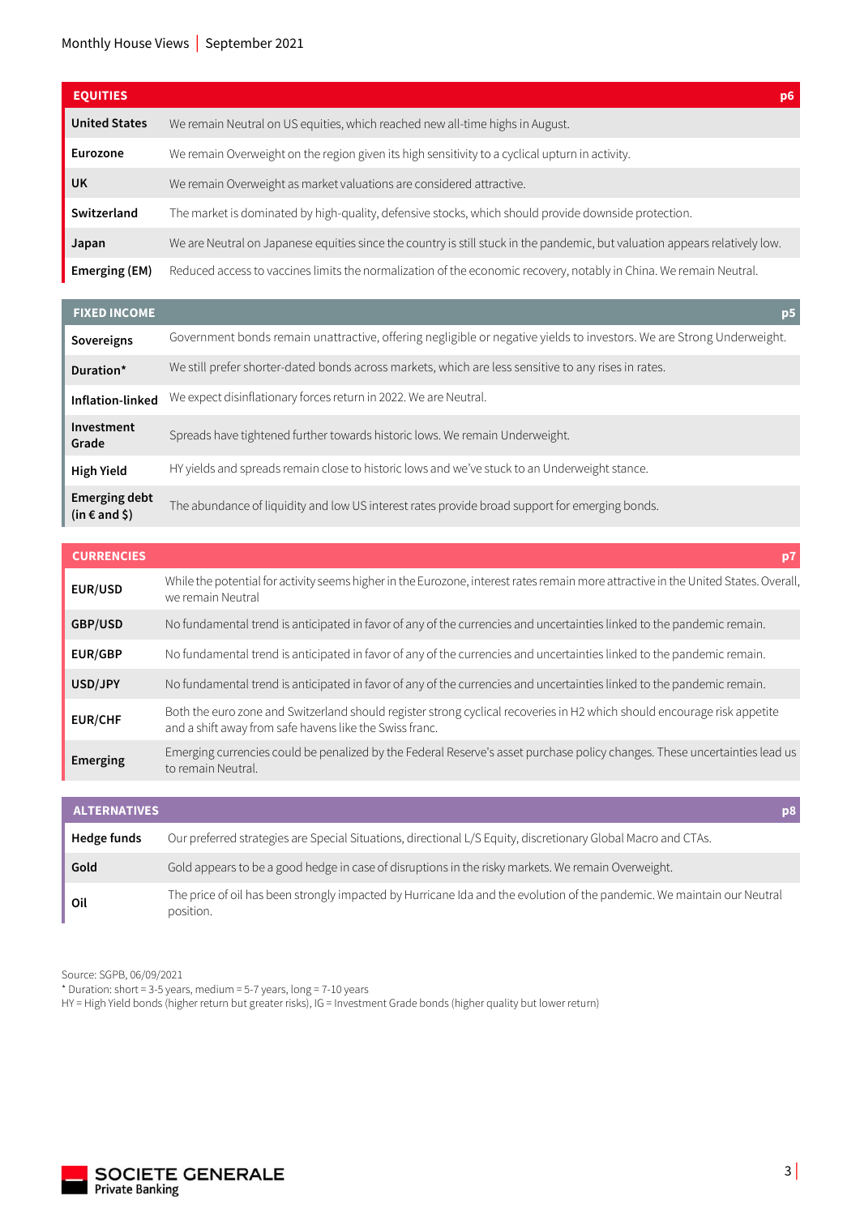| EQUITIES | p6 |
|---|---|
| **United States** | We remain Neutral on US equities, which reached new all-time highs in August. |
| **Eurozone** | We remain Overweight on the region given its high sensitivity to a cyclical upturn in activity. |
| **UK** | We remain Overweight as market valuations are considered attractive. |
| **Switzerland** | The market is dominated by high-quality, defensive stocks, which should provide downside protection. |
| **Japan** | We are Neutral on Japanese equities since the country is still stuck in the pandemic, but valuation appears relatively low. |
| **Emerging (EM)** | Reduced access to vaccines limits the normalization of the economic recovery, notably in China. We remain Neutral. |

| FIXED INCOME | p5 |
|---|---|
| **Sovereigns** | Government bonds remain unattractive, offering negligible or negative yields to investors. We are Strong Underweight. |
| **Duration*** | We still prefer shorter-dated bonds across markets, which are less sensitive to any rises in rates. |
| **Inflation-linked** | We expect disinflationary forces return in 2022. We are Neutral. |
| **Investment Grade** | Spreads have tightened further towards historic lows. We remain Underweight. |
| **High Yield** | HY yields and spreads remain close to historic lows and we've stuck to an Underweight stance. |
| **Emerging debt (in € and $)** | The abundance of liquidity and low US interest rates provide broad support for emerging bonds. |

| CURRENCIES | p7 |
|---|---|
| **EUR/USD** | While the potential for activity seems higher in the Eurozone, interest rates remain more attractive in the United States. Overall, we remain Neutral |
| **GBP/USD** | No fundamental trend is anticipated in favor of any of the currencies and uncertainties linked to the pandemic remain. |
| **EUR/GBP** | No fundamental trend is anticipated in favor of any of the currencies and uncertainties linked to the pandemic remain. |
| **USD/JPY** | No fundamental trend is anticipated in favor of any of the currencies and uncertainties linked to the pandemic remain. |
| **EUR/CHF** | Both the euro zone and Switzerland should register strong cyclical recoveries in H2 which should encourage risk appetite and a shift away from safe havens like the Swiss franc. |
| **Emerging** | Emerging currencies could be penalized by the Federal Reserve's asset purchase policy changes. These uncertainties lead us to remain Neutral. |

| ALTERNATIVES | p8 |
|---|---|
| **Hedge funds** | Our preferred strategies are Special Situations, directional L/S Equity, discretionary Global Macro and CTAs. |
| **Gold** | Gold appears to be a good hedge in case of disruptions in the risky markets. We remain Overweight. |
| **Oil** | The price of oil has been strongly impacted by Hurricane Ida and the evolution of the pandemic. We maintain our Neutral position. |

Source: SGPB, 06/09/2021
* Duration: short = 3-5 years, medium = 5-7 years, long = 7-10 years
HY = High Yield bonds (higher return but greater risks), IG = Investment Grade bonds (higher quality but lower return)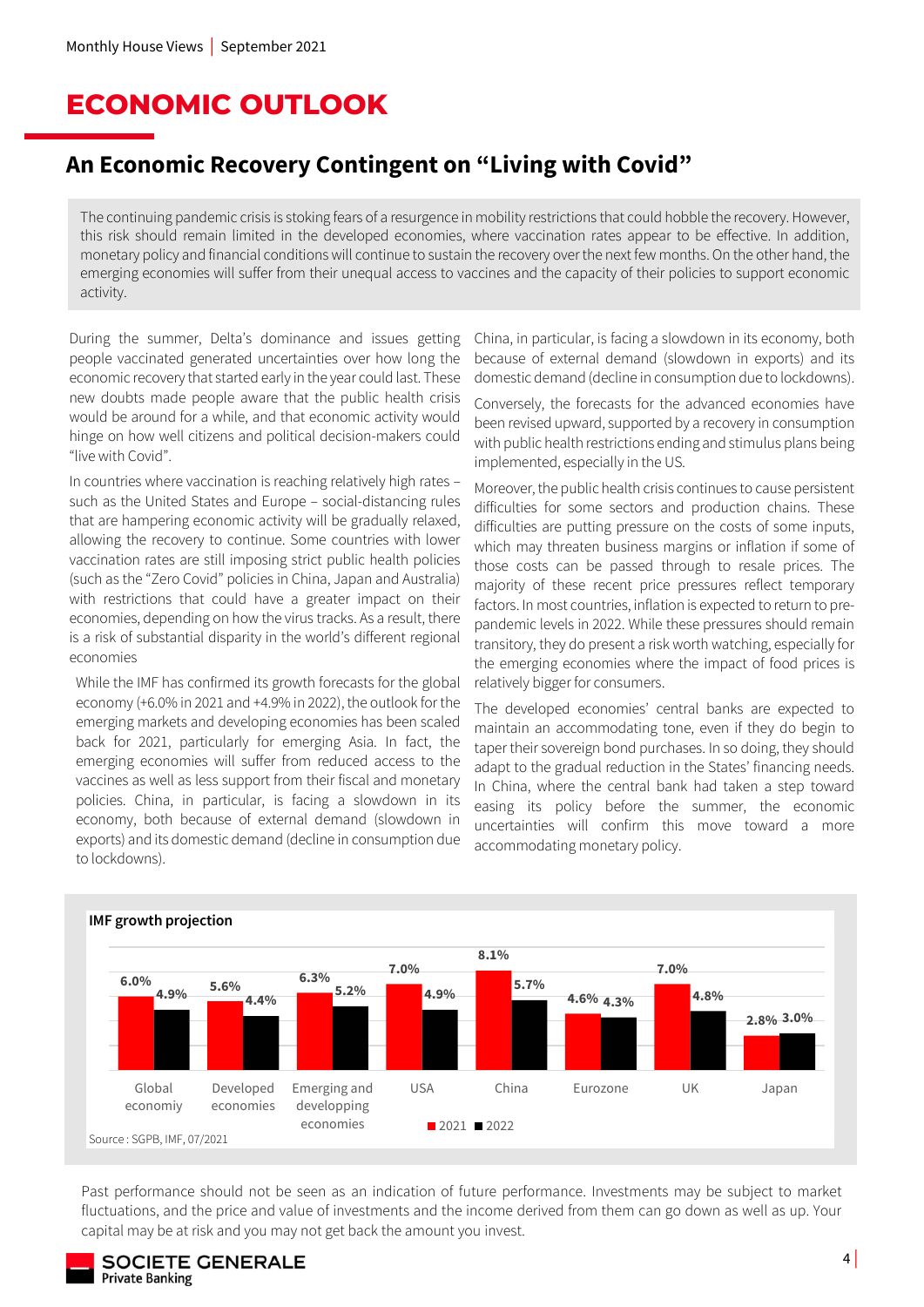# ECONOMIC OUTLOOK

## An Economic Recovery Contingent on “Living with Covid”

The continuing pandemic crisis is stoking fears of a resurgence in mobility restrictions that could hobble the recovery. However, this risk should remain limited in the developed economies, where vaccination rates appear to be effective. In addition, monetary policy and financial conditions will continue to sustain the recovery over the next few months. On the other hand, the emerging economies will suffer from their unequal access to vaccines and the capacity of their policies to support economic activity.

During the summer, Delta’s dominance and issues getting people vaccinated generated uncertainties over how long the economic recovery that started early in the year could last. These new doubts made people aware that the public health crisis would be around for a while, and that economic activity would hinge on how well citizens and political decision-makers could “live with Covid”.

In countries where vaccination is reaching relatively high rates – such as the United States and Europe – social-distancing rules that are hampering economic activity will be gradually relaxed, allowing the recovery to continue. Some countries with lower vaccination rates are still imposing strict public health policies (such as the “Zero Covid” policies in China, Japan and Australia) with restrictions that could have a greater impact on their economies, depending on how the virus tracks. As a result, there is a risk of substantial disparity in the world’s different regional economies

While the IMF has confirmed its growth forecasts for the global economy (+6.0% in 2021 and +4.9% in 2022), the outlook for the emerging markets and developing economies has been scaled back for 2021, particularly for emerging Asia. In fact, the emerging economies will suffer from reduced access to the vaccines as well as less support from their fiscal and monetary policies. China, in particular, is facing a slowdown in its economy, both because of external demand (slowdown in exports) and its domestic demand (decline in consumption due to lockdowns).

Conversely, the forecasts for the advanced economies have been revised upward, supported by a recovery in consumption with public health restrictions ending and stimulus plans being implemented, especially in the US.

Moreover, the public health crisis continues to cause persistent difficulties for some sectors and production chains. These difficulties are putting pressure on the costs of some inputs, which may threaten business margins or inflation if some of those costs can be passed through to resale prices. The majority of these recent price pressures reflect temporary factors. In most countries, inflation is expected to return to pre-pandemic levels in 2022. While these pressures should remain transitory, they do present a risk worth watching, especially for the emerging economies where the impact of food prices is relatively bigger for consumers.

The developed economies’ central banks are expected to maintain an accommodating tone, even if they do begin to taper their sovereign bond purchases. In so doing, they should adapt to the gradual reduction in the States’ financing needs. In China, where the central bank had taken a step toward easing its policy before the summer, the economic uncertainties will confirm this move toward a more accommodating monetary policy.

**IMF growth projection**

| | 2021 | 2022 |
|---|---|---|
| Global economiy | 6.0% | 4.9% |
| Developed economies | 5.6% | 4.4% |
| Emerging and developping economies | 6.3% | 5.2% |
| USA | 7.0% | 4.9% |
| China | 8.1% | 5.7% |
| Eurozone | 4.6% | 4.3% |
| UK | 7.0% | 4.8% |
| Japan | 2.8% | 3.0% |

Source : SGPB, IMF, 07/2021

Past performance should not be seen as an indication of future performance. Investments may be subject to market fluctuations, and the price and value of investments and the income derived from them can go down as well as up. Your capital may be at risk and you may not get back the amount you invest.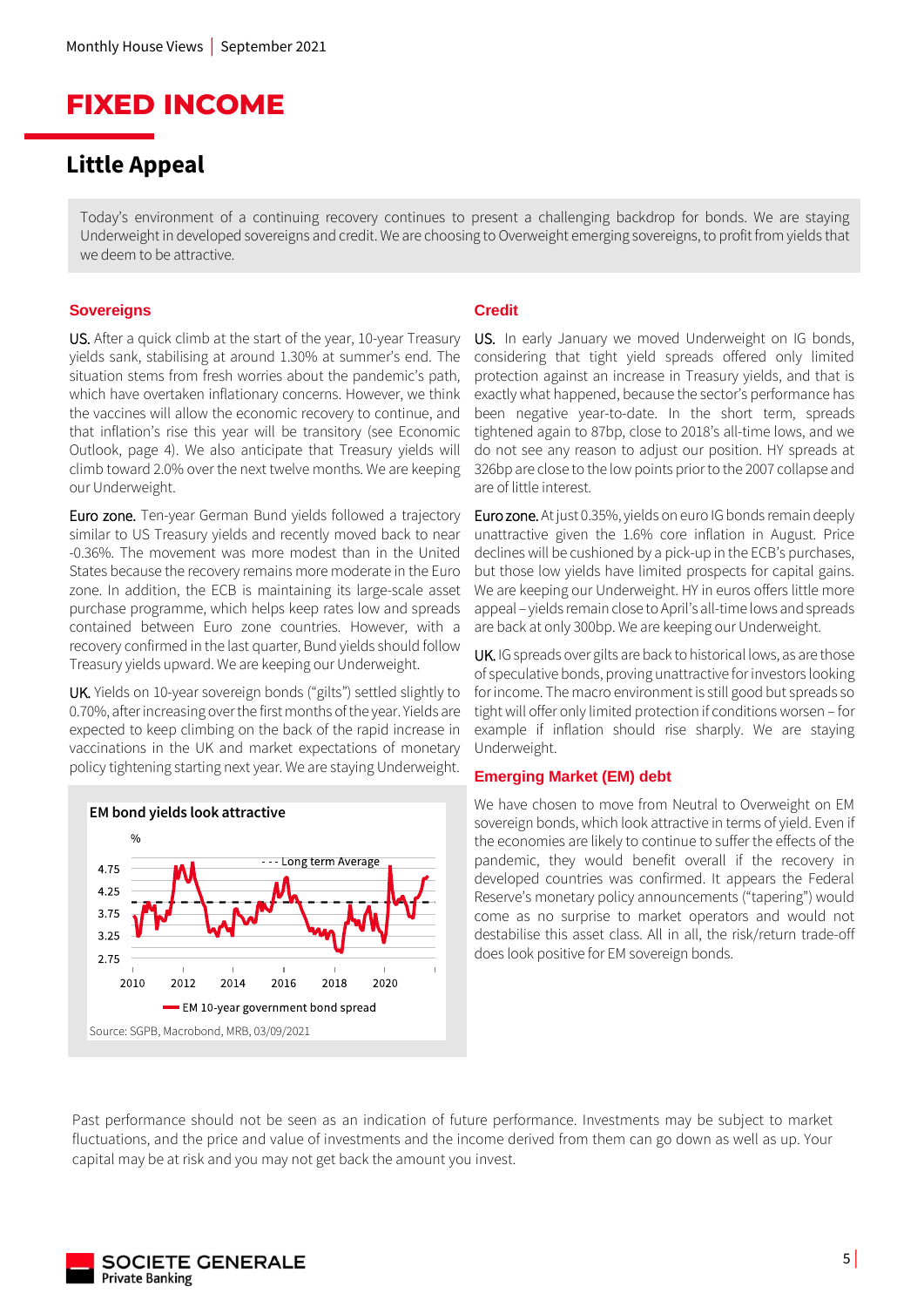# FIXED INCOME

## Little Appeal

Today's environment of a continuing recovery continues to present a challenging backdrop for bonds. We are staying Underweight in developed sovereigns and credit. We are choosing to Overweight emerging sovereigns, to profit from yields that we deem to be attractive.

### Sovereigns

US. After a quick climb at the start of the year, 10-year Treasury yields sank, stabilising at around 1.30% at summer's end. The situation stems from fresh worries about the pandemic's path, which have overtaken inflationary concerns. However, we think the vaccines will allow the economic recovery to continue, and that inflation's rise this year will be transitory (see Economic Outlook, page 4). We also anticipate that Treasury yields will climb toward 2.0% over the next twelve months. We are keeping our Underweight.

Euro zone. Ten-year German Bund yields followed a trajectory similar to US Treasury yields and recently moved back to near -0.36%. The movement was more modest than in the United States because the recovery remains more moderate in the Euro zone. In addition, the ECB is maintaining its large-scale asset purchase programme, which helps keep rates low and spreads contained between Euro zone countries. However, with a recovery confirmed in the last quarter, Bund yields should follow Treasury yields upward. We are keeping our Underweight.

UK. Yields on 10-year sovereign bonds ("gilts") settled slightly to 0.70%, after increasing over the first months of the year. Yields are expected to keep climbing on the back of the rapid increase in vaccinations in the UK and market expectations of monetary policy tightening starting next year. We are staying Underweight.

**EM bond yields look attractive**

%

- - - Long term Average

EM 10-year government bond spread

Source: SGPB, Macrobond, MRB, 03/09/2021

### Credit

US. In early January we moved Underweight on IG bonds, considering that tight yield spreads offered only limited protection against an increase in Treasury yields, and that is exactly what happened, because the sector's performance has been negative year-to-date. In the short term, spreads tightened again to 87bp, close to 2018's all-time lows, and we do not see any reason to adjust our position. HY spreads at 326bp are close to the low points prior to the 2007 collapse and are of little interest.

Euro zone. At just 0.35%, yields on euro IG bonds remain deeply unattractive given the 1.6% core inflation in August. Price declines will be cushioned by a pick-up in the ECB's purchases, but those low yields have limited prospects for capital gains. We are keeping our Underweight. HY in euros offers little more appeal – yields remain close to April's all-time lows and spreads are back at only 300bp. We are keeping our Underweight.

UK. IG spreads over gilts are back to historical lows, as are those of speculative bonds, proving unattractive for investors looking for income. The macro environment is still good but spreads so tight will offer only limited protection if conditions worsen – for example if inflation should rise sharply. We are staying Underweight.

### Emerging Market (EM) debt

We have chosen to move from Neutral to Overweight on EM sovereign bonds, which look attractive in terms of yield. Even if the economies are likely to continue to suffer the effects of the pandemic, they would benefit overall if the recovery in developed countries was confirmed. It appears the Federal Reserve's monetary policy announcements ("tapering") would come as no surprise to market operators and would not destabilise this asset class. All in all, the risk/return trade-off does look positive for EM sovereign bonds.

Past performance should not be seen as an indication of future performance. Investments may be subject to market fluctuations, and the price and value of investments and the income derived from them can go down as well as up. Your capital may be at risk and you may not get back the amount you invest.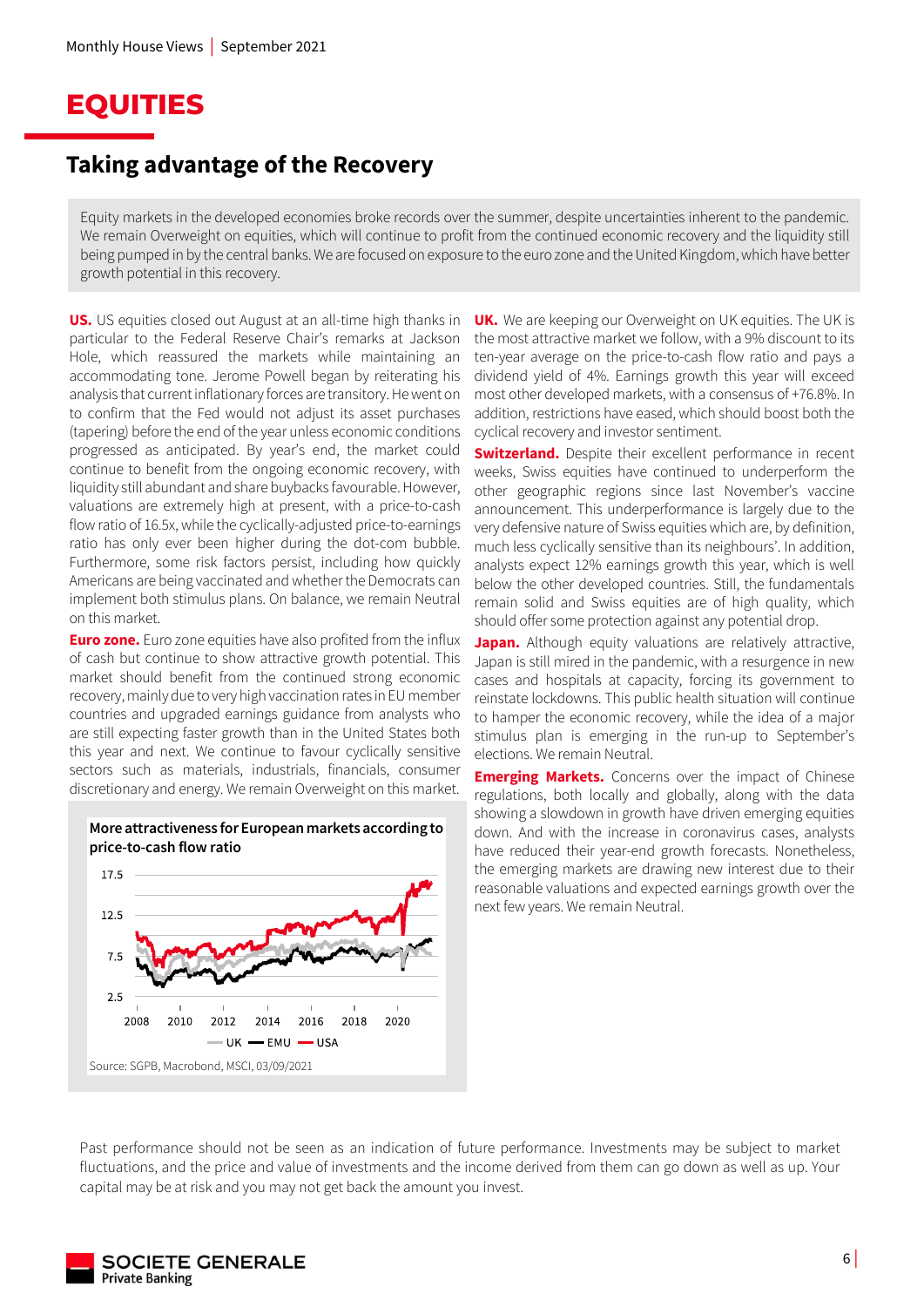# EQUITIES

## Taking advantage of the Recovery

Equity markets in the developed economies broke records over the summer, despite uncertainties inherent to the pandemic. We remain Overweight on equities, which will continue to profit from the continued economic recovery and the liquidity still being pumped in by the central banks. We are focused on exposure to the euro zone and the United Kingdom, which have better growth potential in this recovery.

**US.** US equities closed out August at an all-time high thanks in particular to the Federal Reserve Chair's remarks at Jackson Hole, which reassured the markets while maintaining an accommodating tone. Jerome Powell began by reiterating his analysis that current inflationary forces are transitory. He went on to confirm that the Fed would not adjust its asset purchases (tapering) before the end of the year unless economic conditions progressed as anticipated. By year's end, the market could continue to benefit from the ongoing economic recovery, with liquidity still abundant and share buybacks favourable. However, valuations are extremely high at present, with a price-to-cash flow ratio of 16.5x, while the cyclically-adjusted price-to-earnings ratio has only ever been higher during the dot-com bubble. Furthermore, some risk factors persist, including how quickly Americans are being vaccinated and whether the Democrats can implement both stimulus plans. On balance, we remain Neutral on this market.

**Euro zone.** Euro zone equities have also profited from the influx of cash but continue to show attractive growth potential. This market should benefit from the continued strong economic recovery, mainly due to very high vaccination rates in EU member countries and upgraded earnings guidance from analysts who are still expecting faster growth than in the United States both this year and next. We continue to favour cyclically sensitive sectors such as materials, industrials, financials, consumer discretionary and energy. We remain Overweight on this market.

**More attractiveness for European markets according to price-to-cash flow ratio**

Source: SGPB, Macrobond, MSCI, 03/09/2021

**UK.** We are keeping our Overweight on UK equities. The UK is the most attractive market we follow, with a 9% discount to its ten-year average on the price-to-cash flow ratio and pays a dividend yield of 4%. Earnings growth this year will exceed most other developed markets, with a consensus of +76.8%. In addition, restrictions have eased, which should boost both the cyclical recovery and investor sentiment.

**Switzerland.** Despite their excellent performance in recent weeks, Swiss equities have continued to underperform the other geographic regions since last November's vaccine announcement. This underperformance is largely due to the very defensive nature of Swiss equities which are, by definition, much less cyclically sensitive than its neighbours'. In addition, analysts expect 12% earnings growth this year, which is well below the other developed countries. Still, the fundamentals remain solid and Swiss equities are of high quality, which should offer some protection against any potential drop.

**Japan.** Although equity valuations are relatively attractive, Japan is still mired in the pandemic, with a resurgence in new cases and hospitals at capacity, forcing its government to reinstate lockdowns. This public health situation will continue to hamper the economic recovery, while the idea of a major stimulus plan is emerging in the run-up to September's elections. We remain Neutral.

**Emerging Markets.** Concerns over the impact of Chinese regulations, both locally and globally, along with the data showing a slowdown in growth have driven emerging equities down. And with the increase in coronavirus cases, analysts have reduced their year-end growth forecasts. Nonetheless, the emerging markets are drawing new interest due to their reasonable valuations and expected earnings growth over the next few years. We remain Neutral.

Past performance should not be seen as an indication of future performance. Investments may be subject to market fluctuations, and the price and value of investments and the income derived from them can go down as well as up. Your capital may be at risk and you may not get back the amount you invest.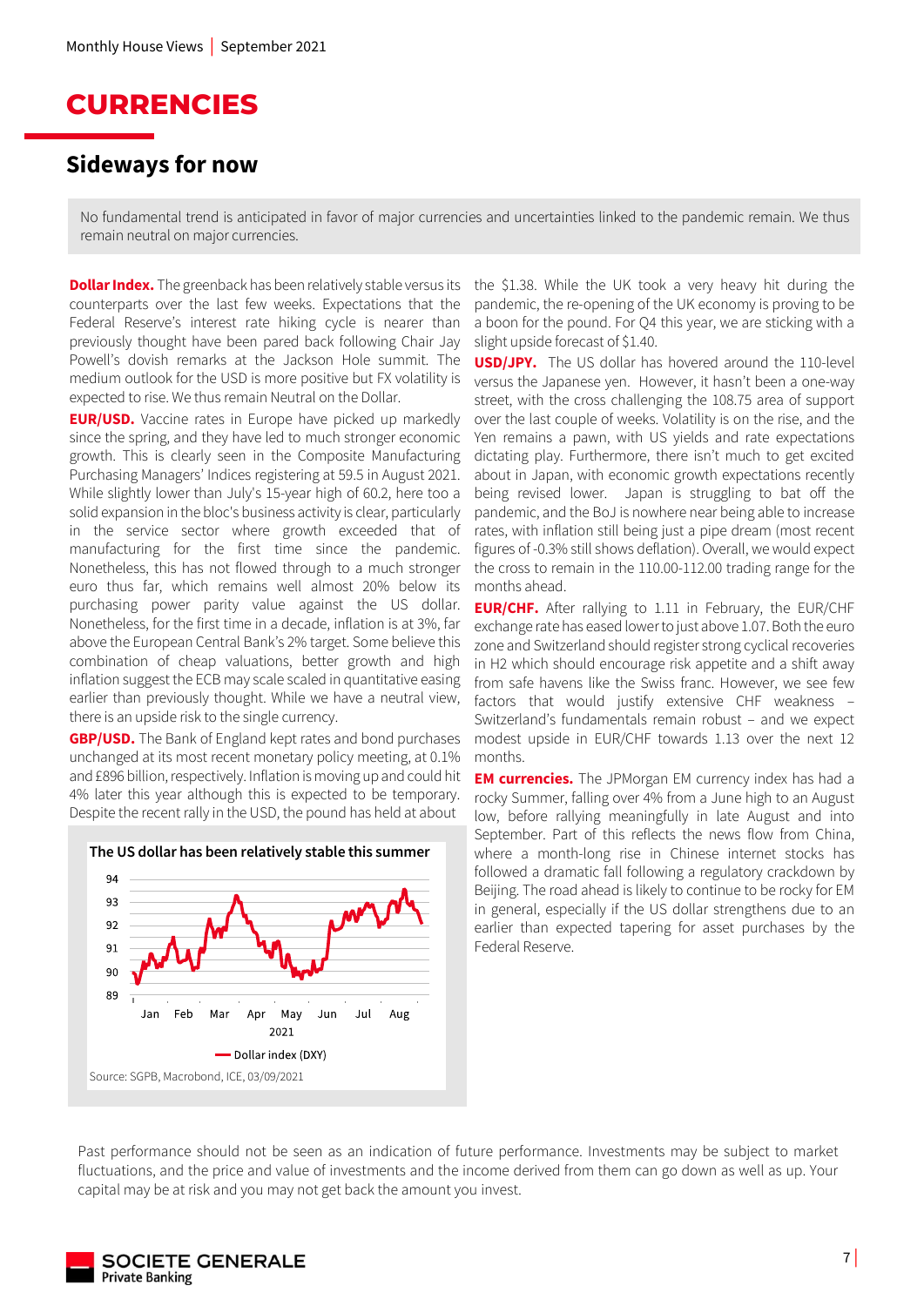# CURRENCIES

## Sideways for now

No fundamental trend is anticipated in favor of major currencies and uncertainties linked to the pandemic remain. We thus remain neutral on major currencies.

**Dollar Index.** The greenback has been relatively stable versus its counterparts over the last few weeks. Expectations that the Federal Reserve's interest rate hiking cycle is nearer than previously thought have been pared back following Chair Jay Powell's dovish remarks at the Jackson Hole summit. The medium outlook for the USD is more positive but FX volatility is expected to rise. We thus remain Neutral on the Dollar.

**EUR/USD.** Vaccine rates in Europe have picked up markedly since the spring, and they have led to much stronger economic growth. This is clearly seen in the Composite Manufacturing Purchasing Managers' Indices registering at 59.5 in August 2021. While slightly lower than July's 15-year high of 60.2, here too a solid expansion in the bloc's business activity is clear, particularly in the service sector where growth exceeded that of manufacturing for the first time since the pandemic. Nonetheless, this has not flowed through to a much stronger euro thus far, which remains well almost 20% below its purchasing power parity value against the US dollar. Nonetheless, for the first time in a decade, inflation is at 3%, far above the European Central Bank's 2% target. Some believe this combination of cheap valuations, better growth and high inflation suggest the ECB may scale scaled in quantitative easing earlier than previously thought. While we have a neutral view, there is an upside risk to the single currency.

**GBP/USD.** The Bank of England kept rates and bond purchases unchanged at its most recent monetary policy meeting, at 0.1% and £896 billion, respectively. Inflation is moving up and could hit 4% later this year although this is expected to be temporary. Despite the recent rally in the USD, the pound has held at about the $1.38. While the UK took a very heavy hit during the pandemic, the re-opening of the UK economy is proving to be a boon for the pound. For Q4 this year, we are sticking with a slight upside forecast of $1.40.

**The US dollar has been relatively stable this summer**

Source: SGPB, Macrobond, ICE, 03/09/2021

**USD/JPY.** The US dollar has hovered around the 110-level versus the Japanese yen. However, it hasn't been a one-way street, with the cross challenging the 108.75 area of support over the last couple of weeks. Volatility is on the rise, and the Yen remains a pawn, with US yields and rate expectations dictating play. Furthermore, there isn't much to get excited about in Japan, with economic growth expectations recently being revised lower. Japan is struggling to bat off the pandemic, and the BoJ is nowhere near being able to increase rates, with inflation still being just a pipe dream (most recent figures of -0.3% still shows deflation). Overall, we would expect the cross to remain in the 110.00-112.00 trading range for the months ahead.

**EUR/CHF.** After rallying to 1.11 in February, the EUR/CHF exchange rate has eased lower to just above 1.07. Both the euro zone and Switzerland should register strong cyclical recoveries in H2 which should encourage risk appetite and a shift away from safe havens like the Swiss franc. However, we see few factors that would justify extensive CHF weakness – Switzerland's fundamentals remain robust – and we expect modest upside in EUR/CHF towards 1.13 over the next 12 months.

**EM currencies.** The JPMorgan EM currency index has had a rocky Summer, falling over 4% from a June high to an August low, before rallying meaningfully in late August and into September. Part of this reflects the news flow from China, where a month-long rise in Chinese internet stocks has followed a dramatic fall following a regulatory crackdown by Beijing. The road ahead is likely to continue to be rocky for EM in general, especially if the US dollar strengthens due to an earlier than expected tapering for asset purchases by the Federal Reserve.

Past performance should not be seen as an indication of future performance. Investments may be subject to market fluctuations, and the price and value of investments and the income derived from them can go down as well as up. Your capital may be at risk and you may not get back the amount you invest.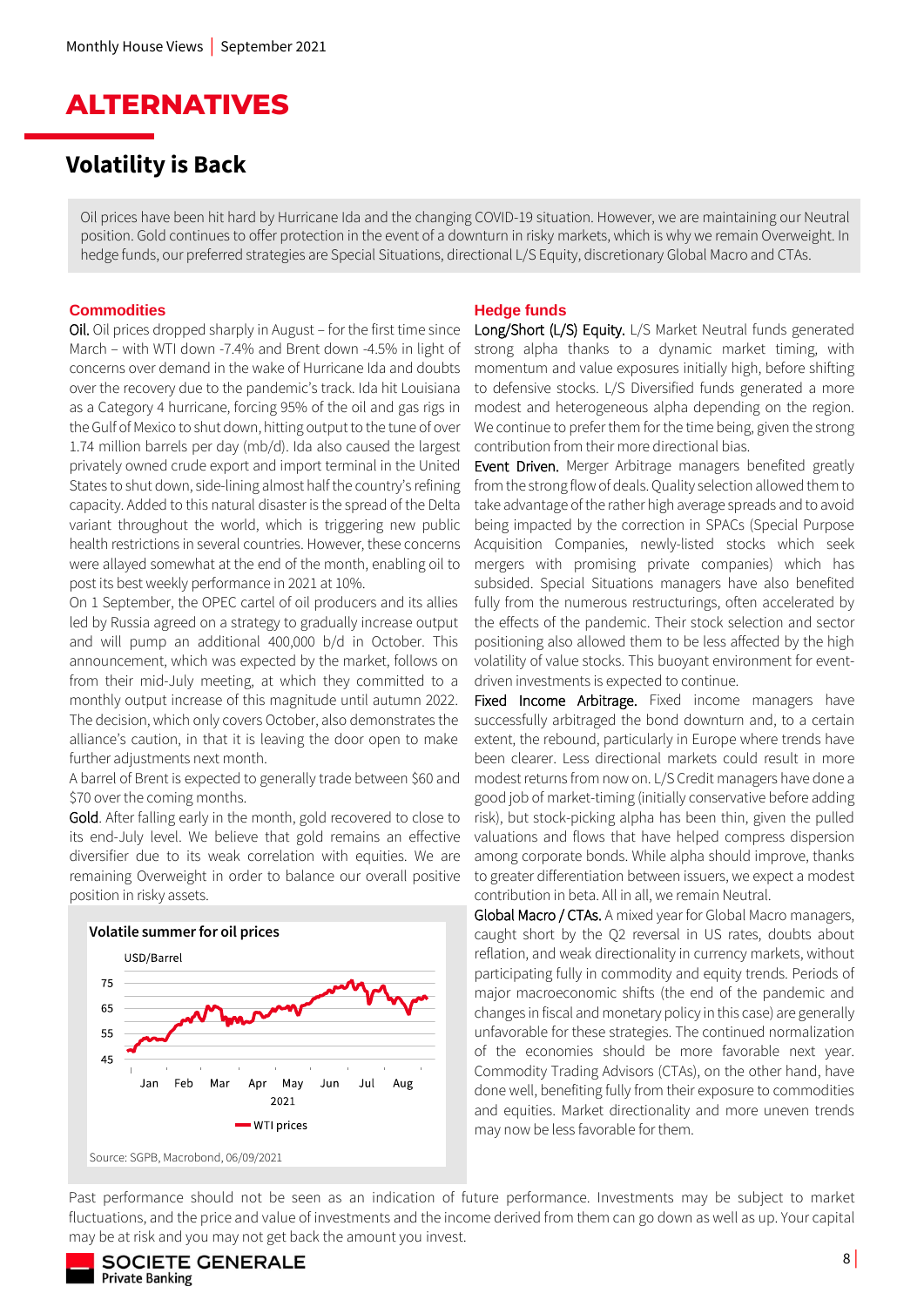# ALTERNATIVES

## Volatility is Back

Oil prices have been hit hard by Hurricane Ida and the changing COVID-19 situation. However, we are maintaining our Neutral position. Gold continues to offer protection in the event of a downturn in risky markets, which is why we remain Overweight. In hedge funds, our preferred strategies are Special Situations, directional L/S Equity, discretionary Global Macro and CTAs.

### Commodities

**Oil.** Oil prices dropped sharply in August – for the first time since March – with WTI down -7.4% and Brent down -4.5% in light of concerns over demand in the wake of Hurricane Ida and doubts over the recovery due to the pandemic's track. Ida hit Louisiana as a Category 4 hurricane, forcing 95% of the oil and gas rigs in the Gulf of Mexico to shut down, hitting output to the tune of over 1.74 million barrels per day (mb/d). Ida also caused the largest privately owned crude export and import terminal in the United States to shut down, side-lining almost half the country's refining capacity. Added to this natural disaster is the spread of the Delta variant throughout the world, which is triggering new public health restrictions in several countries. However, these concerns were allayed somewhat at the end of the month, enabling oil to post its best weekly performance in 2021 at 10%.

On 1 September, the OPEC cartel of oil producers and its allies led by Russia agreed on a strategy to gradually increase output and will pump an additional 400,000 b/d in October. This announcement, which was expected by the market, follows on from their mid-July meeting, at which they committed to a monthly output increase of this magnitude until autumn 2022. The decision, which only covers October, also demonstrates the alliance's caution, in that it is leaving the door open to make further adjustments next month.

A barrel of Brent is expected to generally trade between $60 and $70 over the coming months.

**Gold**. After falling early in the month, gold recovered to close to its end-July level. We believe that gold remains an effective diversifier due to its weak correlation with equities. We are remaining Overweight in order to balance our overall positive position in risky assets.

**Volatile summer for oil prices**

USD/Barrel — WTI prices (Jan–Aug 2021; y-axis 45–75)

Source: SGPB, Macrobond, 06/09/2021

### Hedge funds

**Long/Short (L/S) Equity.** L/S Market Neutral funds generated strong alpha thanks to a dynamic market timing, with momentum and value exposures initially high, before shifting to defensive stocks. L/S Diversified funds generated a more modest and heterogeneous alpha depending on the region. We continue to prefer them for the time being, given the strong contribution from their more directional bias.

**Event Driven.** Merger Arbitrage managers benefited greatly from the strong flow of deals. Quality selection allowed them to take advantage of the rather high average spreads and to avoid being impacted by the correction in SPACs (Special Purpose Acquisition Companies, newly-listed stocks which seek mergers with promising private companies) which has subsided. Special Situations managers have also benefited fully from the numerous restructurings, often accelerated by the effects of the pandemic. Their stock selection and sector positioning also allowed them to be less affected by the high volatility of value stocks. This buoyant environment for event-driven investments is expected to continue.

**Fixed Income Arbitrage.** Fixed income managers have successfully arbitraged the bond downturn and, to a certain extent, the rebound, particularly in Europe where trends have been clearer. Less directional markets could result in more modest returns from now on. L/S Credit managers have done a good job of market-timing (initially conservative before adding risk), but stock-picking alpha has been thin, given the pulled valuations and flows that have helped compress dispersion among corporate bonds. While alpha should improve, thanks to greater differentiation between issuers, we expect a modest contribution in beta. All in all, we remain Neutral.

**Global Macro / CTAs.** A mixed year for Global Macro managers, caught short by the Q2 reversal in US rates, doubts about reflation, and weak directionality in currency markets, without participating fully in commodity and equity trends. Periods of major macroeconomic shifts (the end of the pandemic and changes in fiscal and monetary policy in this case) are generally unfavorable for these strategies. The continued normalization of the economies should be more favorable next year. Commodity Trading Advisors (CTAs), on the other hand, have done well, benefiting fully from their exposure to commodities and equities. Market directionality and more uneven trends may now be less favorable for them.

Past performance should not be seen as an indication of future performance. Investments may be subject to market fluctuations, and the price and value of investments and the income derived from them can go down as well as up. Your capital may be at risk and you may not get back the amount you invest.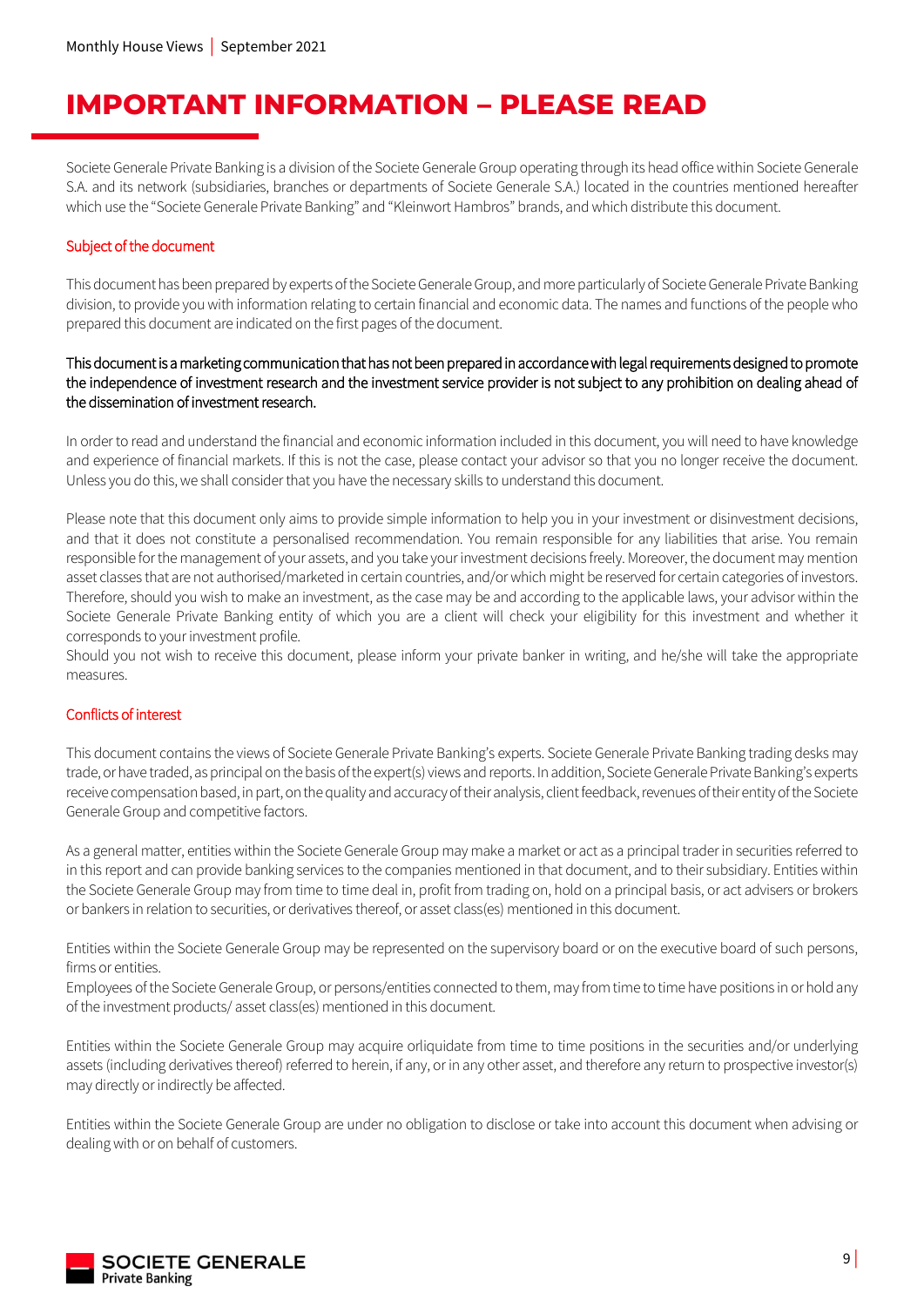# IMPORTANT INFORMATION – PLEASE READ

Societe Generale Private Banking is a division of the Societe Generale Group operating through its head office within Societe Generale S.A. and its network (subsidiaries, branches or departments of Societe Generale S.A.) located in the countries mentioned hereafter which use the "Societe Generale Private Banking" and "Kleinwort Hambros" brands, and which distribute this document.

## Subject of the document

This document has been prepared by experts of the Societe Generale Group, and more particularly of Societe Generale Private Banking division, to provide you with information relating to certain financial and economic data. The names and functions of the people who prepared this document are indicated on the first pages of the document.

This document is a marketing communication that has not been prepared in accordance with legal requirements designed to promote the independence of investment research and the investment service provider is not subject to any prohibition on dealing ahead of the dissemination of investment research.

In order to read and understand the financial and economic information included in this document, you will need to have knowledge and experience of financial markets. If this is not the case, please contact your advisor so that you no longer receive the document. Unless you do this, we shall consider that you have the necessary skills to understand this document.

Please note that this document only aims to provide simple information to help you in your investment or disinvestment decisions, and that it does not constitute a personalised recommendation. You remain responsible for any liabilities that arise. You remain responsible for the management of your assets, and you take your investment decisions freely. Moreover, the document may mention asset classes that are not authorised/marketed in certain countries, and/or which might be reserved for certain categories of investors. Therefore, should you wish to make an investment, as the case may be and according to the applicable laws, your advisor within the Societe Generale Private Banking entity of which you are a client will check your eligibility for this investment and whether it corresponds to your investment profile.
Should you not wish to receive this document, please inform your private banker in writing, and he/she will take the appropriate measures.

## Conflicts of interest

This document contains the views of Societe Generale Private Banking's experts. Societe Generale Private Banking trading desks may trade, or have traded, as principal on the basis of the expert(s) views and reports. In addition, Societe Generale Private Banking's experts receive compensation based, in part, on the quality and accuracy of their analysis, client feedback, revenues of their entity of the Societe Generale Group and competitive factors.

As a general matter, entities within the Societe Generale Group may make a market or act as a principal trader in securities referred to in this report and can provide banking services to the companies mentioned in that document, and to their subsidiary. Entities within the Societe Generale Group may from time to time deal in, profit from trading on, hold on a principal basis, or act advisers or brokers or bankers in relation to securities, or derivatives thereof, or asset class(es) mentioned in this document.

Entities within the Societe Generale Group may be represented on the supervisory board or on the executive board of such persons, firms or entities.
Employees of the Societe Generale Group, or persons/entities connected to them, may from time to time have positions in or hold any of the investment products/ asset class(es) mentioned in this document.

Entities within the Societe Generale Group may acquire orliquidate from time to time positions in the securities and/or underlying assets (including derivatives thereof) referred to herein, if any, or in any other asset, and therefore any return to prospective investor(s) may directly or indirectly be affected.

Entities within the Societe Generale Group are under no obligation to disclose or take into account this document when advising or dealing with or on behalf of customers.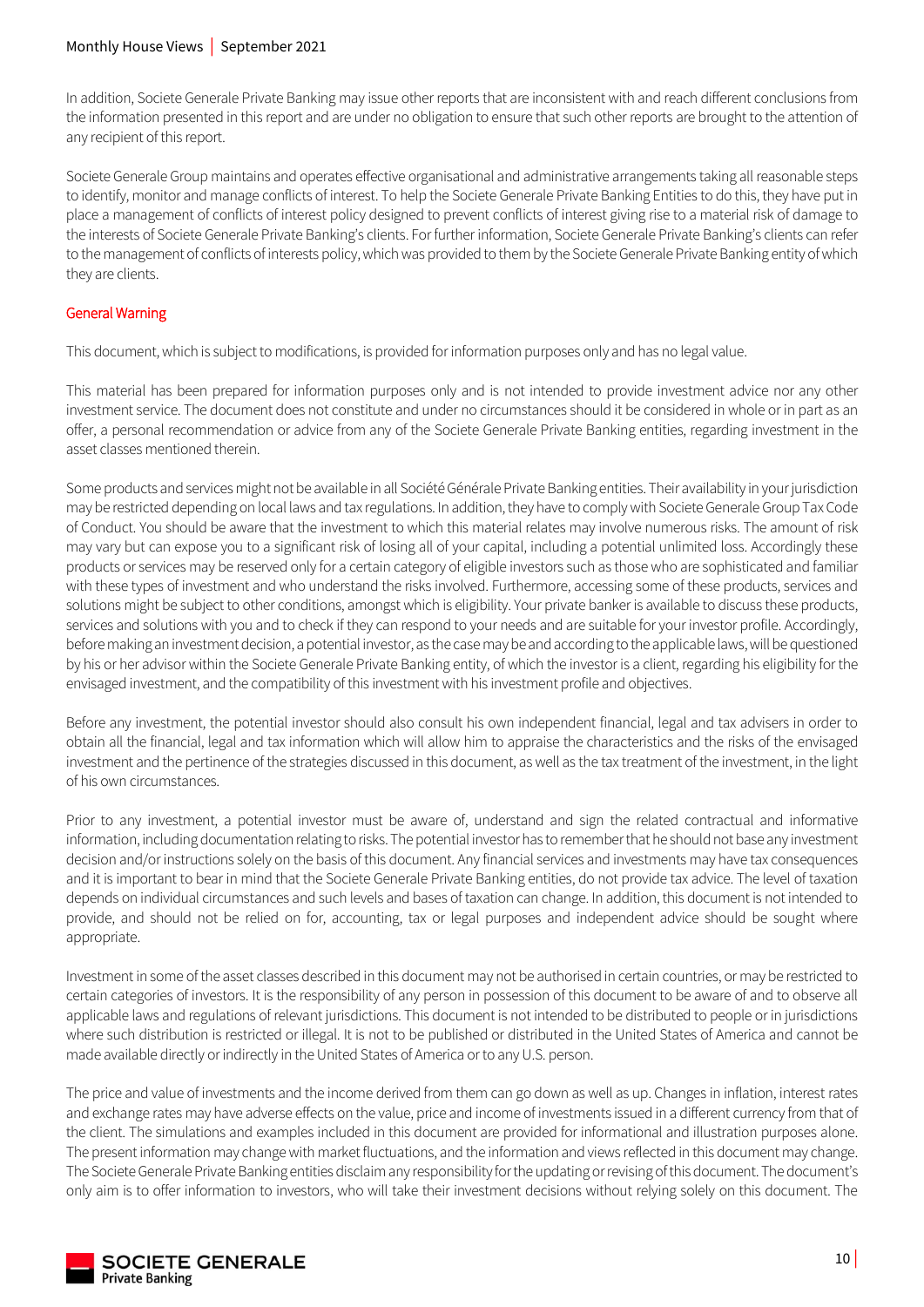In addition, Societe Generale Private Banking may issue other reports that are inconsistent with and reach different conclusions from the information presented in this report and are under no obligation to ensure that such other reports are brought to the attention of any recipient of this report.

Societe Generale Group maintains and operates effective organisational and administrative arrangements taking all reasonable steps to identify, monitor and manage conflicts of interest. To help the Societe Generale Private Banking Entities to do this, they have put in place a management of conflicts of interest policy designed to prevent conflicts of interest giving rise to a material risk of damage to the interests of Societe Generale Private Banking's clients. For further information, Societe Generale Private Banking's clients can refer to the management of conflicts of interests policy, which was provided to them by the Societe Generale Private Banking entity of which they are clients.

## General Warning

This document, which is subject to modifications, is provided for information purposes only and has no legal value.

This material has been prepared for information purposes only and is not intended to provide investment advice nor any other investment service. The document does not constitute and under no circumstances should it be considered in whole or in part as an offer, a personal recommendation or advice from any of the Societe Generale Private Banking entities, regarding investment in the asset classes mentioned therein.

Some products and services might not be available in all Société Générale Private Banking entities. Their availability in your jurisdiction may be restricted depending on local laws and tax regulations. In addition, they have to comply with Societe Generale Group Tax Code of Conduct. You should be aware that the investment to which this material relates may involve numerous risks. The amount of risk may vary but can expose you to a significant risk of losing all of your capital, including a potential unlimited loss. Accordingly these products or services may be reserved only for a certain category of eligible investors such as those who are sophisticated and familiar with these types of investment and who understand the risks involved. Furthermore, accessing some of these products, services and solutions might be subject to other conditions, amongst which is eligibility. Your private banker is available to discuss these products, services and solutions with you and to check if they can respond to your needs and are suitable for your investor profile. Accordingly, before making an investment decision, a potential investor, as the case may be and according to the applicable laws, will be questioned by his or her advisor within the Societe Generale Private Banking entity, of which the investor is a client, regarding his eligibility for the envisaged investment, and the compatibility of this investment with his investment profile and objectives.

Before any investment, the potential investor should also consult his own independent financial, legal and tax advisers in order to obtain all the financial, legal and tax information which will allow him to appraise the characteristics and the risks of the envisaged investment and the pertinence of the strategies discussed in this document, as well as the tax treatment of the investment, in the light of his own circumstances.

Prior to any investment, a potential investor must be aware of, understand and sign the related contractual and informative information, including documentation relating to risks. The potential investor has to remember that he should not base any investment decision and/or instructions solely on the basis of this document. Any financial services and investments may have tax consequences and it is important to bear in mind that the Societe Generale Private Banking entities, do not provide tax advice. The level of taxation depends on individual circumstances and such levels and bases of taxation can change. In addition, this document is not intended to provide, and should not be relied on for, accounting, tax or legal purposes and independent advice should be sought where appropriate.

Investment in some of the asset classes described in this document may not be authorised in certain countries, or may be restricted to certain categories of investors. It is the responsibility of any person in possession of this document to be aware of and to observe all applicable laws and regulations of relevant jurisdictions. This document is not intended to be distributed to people or in jurisdictions where such distribution is restricted or illegal. It is not to be published or distributed in the United States of America and cannot be made available directly or indirectly in the United States of America or to any U.S. person.

The price and value of investments and the income derived from them can go down as well as up. Changes in inflation, interest rates and exchange rates may have adverse effects on the value, price and income of investments issued in a different currency from that of the client. The simulations and examples included in this document are provided for informational and illustration purposes alone. The present information may change with market fluctuations, and the information and views reflected in this document may change. The Societe Generale Private Banking entities disclaim any responsibility for the updating or revising of this document. The document's only aim is to offer information to investors, who will take their investment decisions without relying solely on this document. The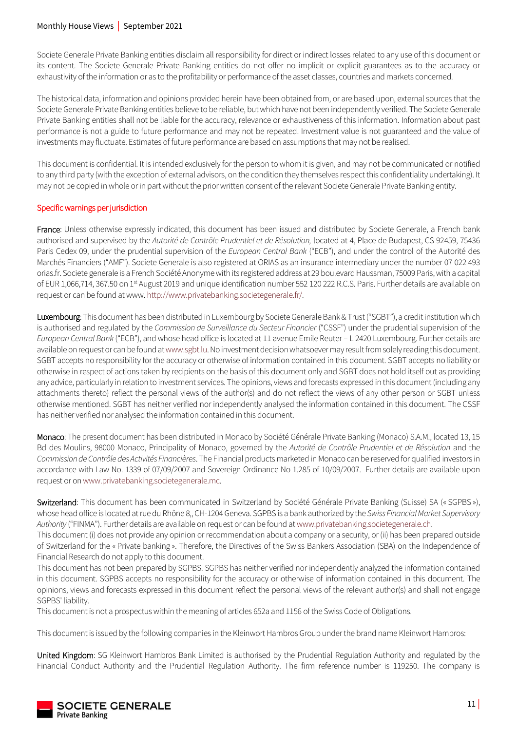Societe Generale Private Banking entities disclaim all responsibility for direct or indirect losses related to any use of this document or its content. The Societe Generale Private Banking entities do not offer no implicit or explicit guarantees as to the accuracy or exhaustivity of the information or as to the profitability or performance of the asset classes, countries and markets concerned.

The historical data, information and opinions provided herein have been obtained from, or are based upon, external sources that the Societe Generale Private Banking entities believe to be reliable, but which have not been independently verified. The Societe Generale Private Banking entities shall not be liable for the accuracy, relevance or exhaustiveness of this information. Information about past performance is not a guide to future performance and may not be repeated. Investment value is not guaranteed and the value of investments may fluctuate. Estimates of future performance are based on assumptions that may not be realised.

This document is confidential. It is intended exclusively for the person to whom it is given, and may not be communicated or notified to any third party (with the exception of external advisors, on the condition they themselves respect this confidentiality undertaking). It may not be copied in whole or in part without the prior written consent of the relevant Societe Generale Private Banking entity.

## Specific warnings per jurisdiction

**France**: Unless otherwise expressly indicated, this document has been issued and distributed by Societe Generale, a French bank authorised and supervised by the *Autorité de Contrôle Prudentiel et de Résolution,* located at 4, Place de Budapest, CS 92459, 75436 Paris Cedex 09, under the prudential supervision of the *European Central Bank* ("ECB"), and under the control of the Autorité des Marchés Financiers ("AMF"). Societe Generale is also registered at ORIAS as an insurance intermediary under the number 07 022 493 orias.fr. Societe generale is a French Société Anonyme with its registered address at 29 boulevard Haussman, 75009 Paris, with a capital of EUR 1,066,714, 367.50 on 1st August 2019 and unique identification number 552 120 222 R.C.S. Paris. Further details are available on request or can be found at www. http://www.privatebanking.societegenerale.fr/.

**Luxembourg**: This document has been distributed in Luxembourg by Societe Generale Bank & Trust ("SGBT"), a credit institution which is authorised and regulated by the *Commission de Surveillance du Secteur Financier* ("CSSF") under the prudential supervision of the *European Central Bank* ("ECB"), and whose head office is located at 11 avenue Emile Reuter – L 2420 Luxembourg. Further details are available on request or can be found at www.sgbt.lu. No investment decision whatsoever may result from solely reading this document. SGBT accepts no responsibility for the accuracy or otherwise of information contained in this document. SGBT accepts no liability or otherwise in respect of actions taken by recipients on the basis of this document only and SGBT does not hold itself out as providing any advice, particularly in relation to investment services. The opinions, views and forecasts expressed in this document (including any attachments thereto) reflect the personal views of the author(s) and do not reflect the views of any other person or SGBT unless otherwise mentioned. SGBT has neither verified nor independently analysed the information contained in this document. The CSSF has neither verified nor analysed the information contained in this document.

**Monaco**: The present document has been distributed in Monaco by Société Générale Private Banking (Monaco) S.A.M., located 13, 15 Bd des Moulins, 98000 Monaco, Principality of Monaco, governed by the *Autorité de Contrôle Prudentiel et de Résolution* and the *Commission de Contrôle des Activités Financières*. The Financial products marketed in Monaco can be reserved for qualified investors in accordance with Law No. 1339 of 07/09/2007 and Sovereign Ordinance No 1.285 of 10/09/2007. Further details are available upon request or on www.privatebanking.societegenerale.mc.

**Switzerland**: This document has been communicated in Switzerland by Société Générale Private Banking (Suisse) SA (« SGPBS »), whose head office is located at rue du Rhône 8,, CH-1204 Geneva. SGPBS is a bank authorized by the *Swiss Financial Market Supervisory Authority* ("FINMA"). Further details are available on request or can be found at www.privatebanking.societegenerale.ch.
This document (i) does not provide any opinion or recommendation about a company or a security, or (ii) has been prepared outside of Switzerland for the « Private banking ». Therefore, the Directives of the Swiss Bankers Association (SBA) on the Independence of Financial Research do not apply to this document.
This document has not been prepared by SGPBS. SGPBS has neither verified nor independently analyzed the information contained in this document. SGPBS accepts no responsibility for the accuracy or otherwise of information contained in this document. The opinions, views and forecasts expressed in this document reflect the personal views of the relevant author(s) and shall not engage SGPBS' liability.
This document is not a prospectus within the meaning of articles 652a and 1156 of the Swiss Code of Obligations.

This document is issued by the following companies in the Kleinwort Hambros Group under the brand name Kleinwort Hambros:

**United Kingdom**: SG Kleinwort Hambros Bank Limited is authorised by the Prudential Regulation Authority and regulated by the Financial Conduct Authority and the Prudential Regulation Authority. The firm reference number is 119250. The company is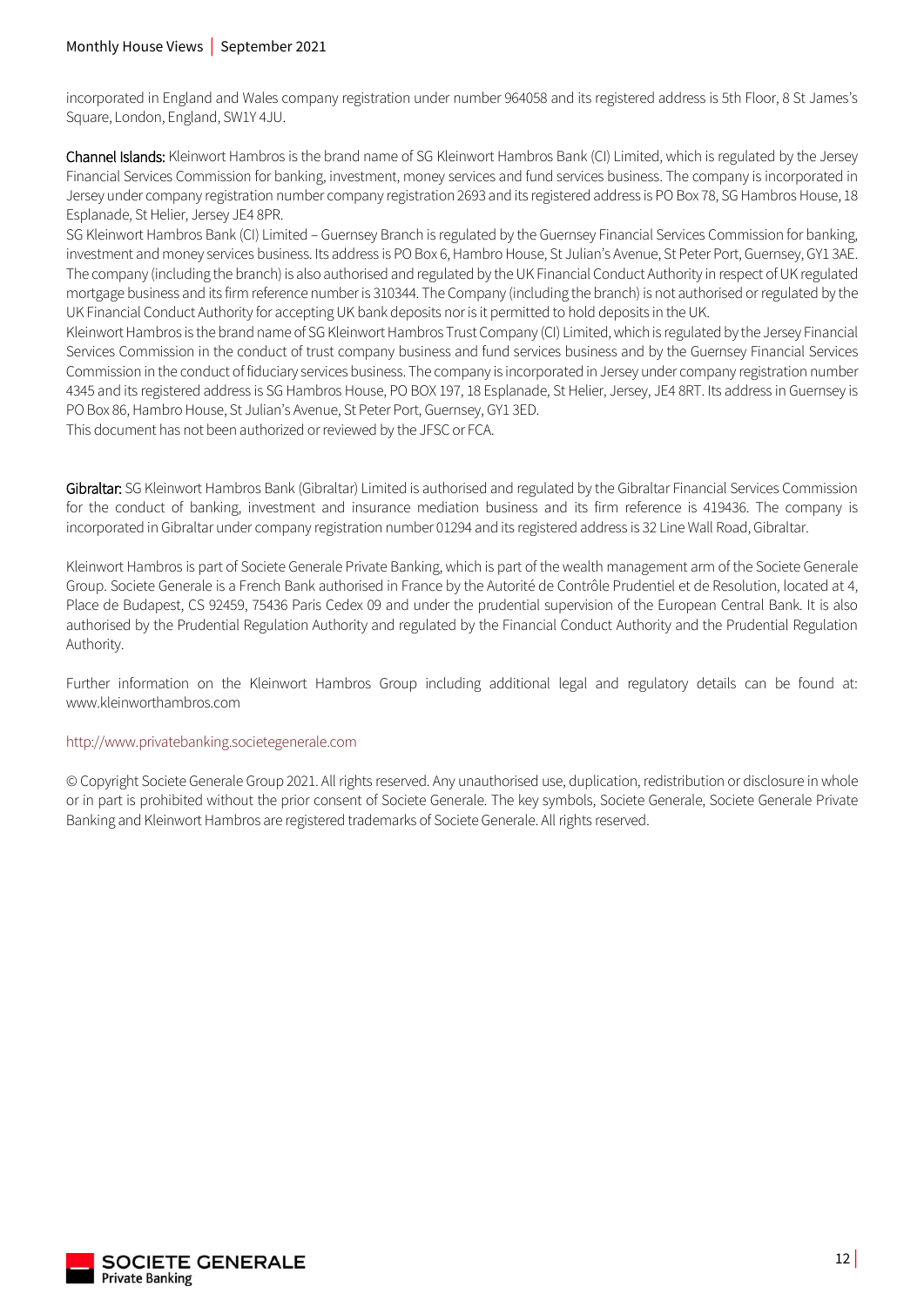incorporated in England and Wales company registration under number 964058 and its registered address is 5th Floor, 8 St James's Square, London, England, SW1Y 4JU.

**Channel Islands:** Kleinwort Hambros is the brand name of SG Kleinwort Hambros Bank (CI) Limited, which is regulated by the Jersey Financial Services Commission for banking, investment, money services and fund services business. The company is incorporated in Jersey under company registration number company registration 2693 and its registered address is PO Box 78, SG Hambros House, 18 Esplanade, St Helier, Jersey JE4 8PR.

SG Kleinwort Hambros Bank (CI) Limited – Guernsey Branch is regulated by the Guernsey Financial Services Commission for banking, investment and money services business. Its address is PO Box 6, Hambro House, St Julian's Avenue, St Peter Port, Guernsey, GY1 3AE. The company (including the branch) is also authorised and regulated by the UK Financial Conduct Authority in respect of UK regulated mortgage business and its firm reference number is 310344. The Company (including the branch) is not authorised or regulated by the UK Financial Conduct Authority for accepting UK bank deposits nor is it permitted to hold deposits in the UK.

Kleinwort Hambros is the brand name of SG Kleinwort Hambros Trust Company (CI) Limited, which is regulated by the Jersey Financial Services Commission in the conduct of trust company business and fund services business and by the Guernsey Financial Services Commission in the conduct of fiduciary services business. The company is incorporated in Jersey under company registration number 4345 and its registered address is SG Hambros House, PO BOX 197, 18 Esplanade, St Helier, Jersey, JE4 8RT. Its address in Guernsey is PO Box 86, Hambro House, St Julian's Avenue, St Peter Port, Guernsey, GY1 3ED.

This document has not been authorized or reviewed by the JFSC or FCA.

**Gibraltar:** SG Kleinwort Hambros Bank (Gibraltar) Limited is authorised and regulated by the Gibraltar Financial Services Commission for the conduct of banking, investment and insurance mediation business and its firm reference is 419436. The company is incorporated in Gibraltar under company registration number 01294 and its registered address is 32 Line Wall Road, Gibraltar.

Kleinwort Hambros is part of Societe Generale Private Banking, which is part of the wealth management arm of the Societe Generale Group. Societe Generale is a French Bank authorised in France by the Autorité de Contrôle Prudentiel et de Resolution, located at 4, Place de Budapest, CS 92459, 75436 Paris Cedex 09 and under the prudential supervision of the European Central Bank. It is also authorised by the Prudential Regulation Authority and regulated by the Financial Conduct Authority and the Prudential Regulation Authority.

Further information on the Kleinwort Hambros Group including additional legal and regulatory details can be found at: www.kleinworthambros.com

http://www.privatebanking.societegenerale.com

© Copyright Societe Generale Group 2021. All rights reserved. Any unauthorised use, duplication, redistribution or disclosure in whole or in part is prohibited without the prior consent of Societe Generale. The key symbols, Societe Generale, Societe Generale Private Banking and Kleinwort Hambros are registered trademarks of Societe Generale. All rights reserved.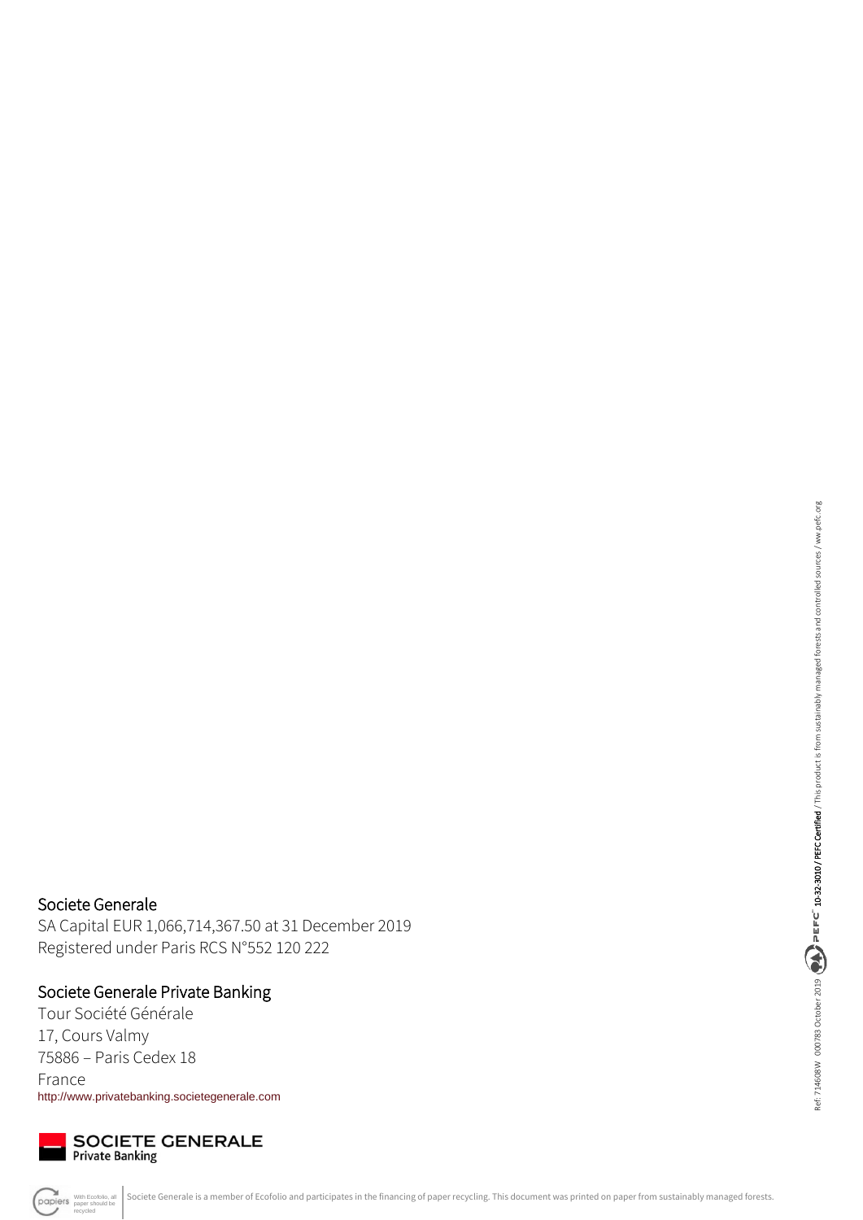Societe Generale

SA Capital EUR 1,066,714,367.50 at 31 December 2019

Registered under Paris RCS N°552 120 222

Societe Generale Private Banking

Tour Société Générale

17, Cours Valmy

75886 – Paris Cedex 18

France

http://www.privatebanking.societegenerale.com

SOCIETE GENERALE
Private Banking

With Ecofolio, all paper should be recycled

Societe Generale is a member of Ecofolio and participates in the financing of paper recycling. This document was printed on paper from sustainably managed forests.

Ref: 714608W 000783 October 2019 PEFC 10-32-3010 / PEFC Certified / This product is from sustainably managed forests and controlled sources / ww.pefc.org